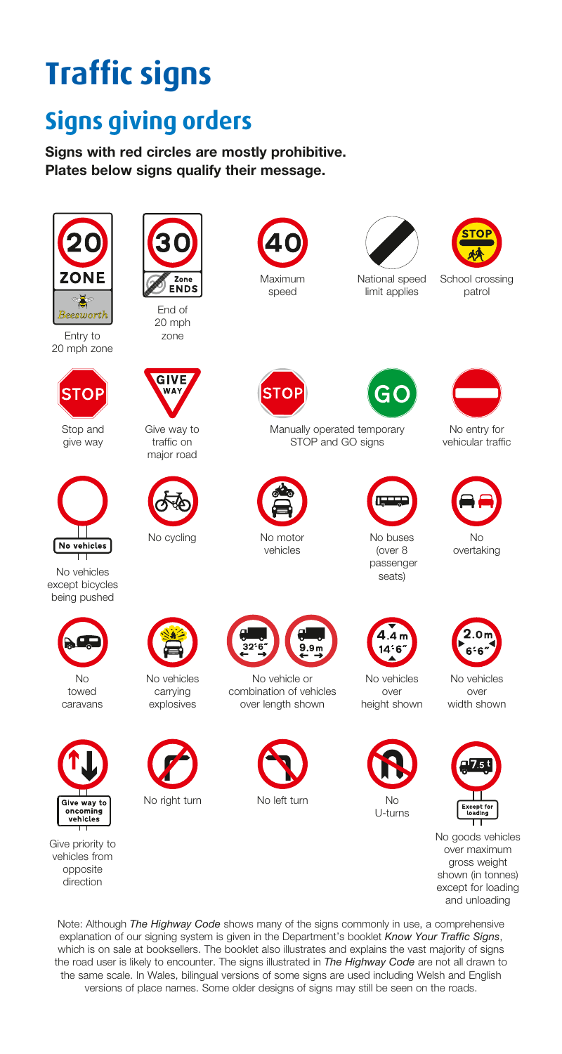# Traffic signs

## Signs giving orders

**Signs with red circles are mostly prohibitive.**
**Plates below signs qualify their message.**

20 ZONE Beesworth

Entry to 20 mph zone

30 Zone ENDS

End of 20 mph zone

40

Maximum speed

National speed limit applies

STOP

School crossing patrol

STOP

Stop and give way

GIVE WAY

Give way to traffic on major road

STOP GO

Manually operated temporary STOP and GO signs

No entry for vehicular traffic

No vehicles

No vehicles except bicycles being pushed

No cycling

No motor vehicles

No buses (over 8 passenger seats)

No overtaking

No towed caravans

No vehicles carrying explosives

32'6" 9.9 m

No vehicle or combination of vehicles over length shown

4.4 m 14'6"

No vehicles over height shown

2.0 m 6'6"

No vehicles over width shown

Give way to oncoming vehicles

Give priority to vehicles from opposite direction

No right turn

No left turn

No U-turns

7.5 t Except for loading

No goods vehicles over maximum gross weight shown (in tonnes) except for loading and unloading

Note: Although *The Highway Code* shows many of the signs commonly in use, a comprehensive explanation of our signing system is given in the Department's booklet *Know Your Traffic Signs*, which is on sale at booksellers. The booklet also illustrates and explains the vast majority of signs the road user is likely to encounter. The signs illustrated in *The Highway Code* are not all drawn to the same scale. In Wales, bilingual versions of some signs are used including Welsh and English versions of place names. Some older designs of signs may still be seen on the roads.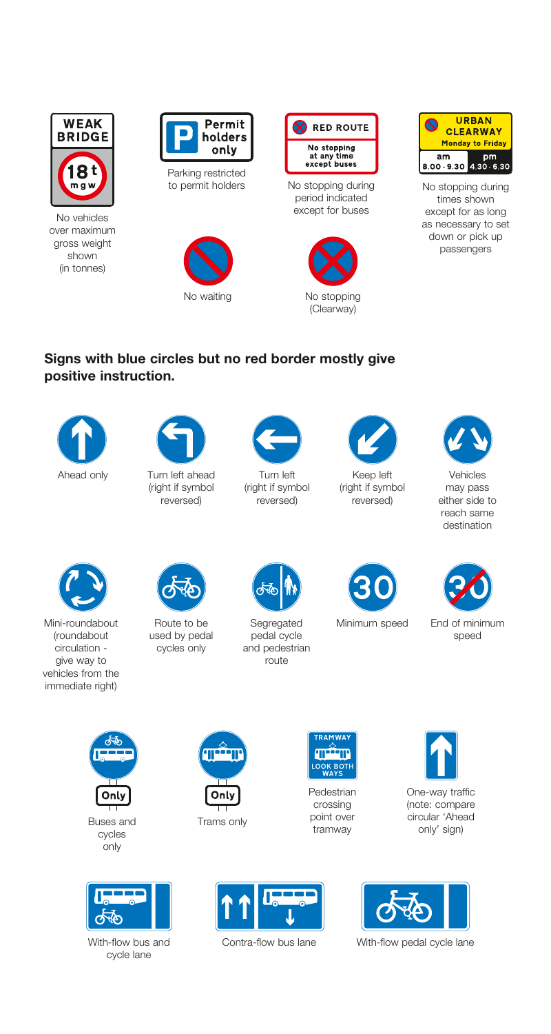WEAK BRIDGE

18 t mgw

No vehicles over maximum gross weight shown (in tonnes)

P Permit holders only

Parking restricted to permit holders

No waiting

RED ROUTE

No stopping at any time except buses

No stopping during period indicated except for buses

No stopping (Clearway)

URBAN CLEARWAY Monday to Friday am 8.00 - 9.30 pm 4.30 - 6.30

No stopping during times shown except for as long as necessary to set down or pick up passengers

**Signs with blue circles but no red border mostly give positive instruction.**

Ahead only

Turn left ahead (right if symbol reversed)

Turn left (right if symbol reversed)

Keep left (right if symbol reversed)

Vehicles may pass either side to reach same destination

Mini-roundabout (roundabout circulation - give way to vehicles from the immediate right)

Route to be used by pedal cycles only

Segregated pedal cycle and pedestrian route

30

Minimum speed

30

End of minimum speed

Only

Buses and cycles only

Only

Trams only

TRAMWAY LOOK BOTH WAYS

Pedestrian crossing point over tramway

One-way traffic (note: compare circular 'Ahead only' sign)

With-flow bus and cycle lane

Contra-flow bus lane

With-flow pedal cycle lane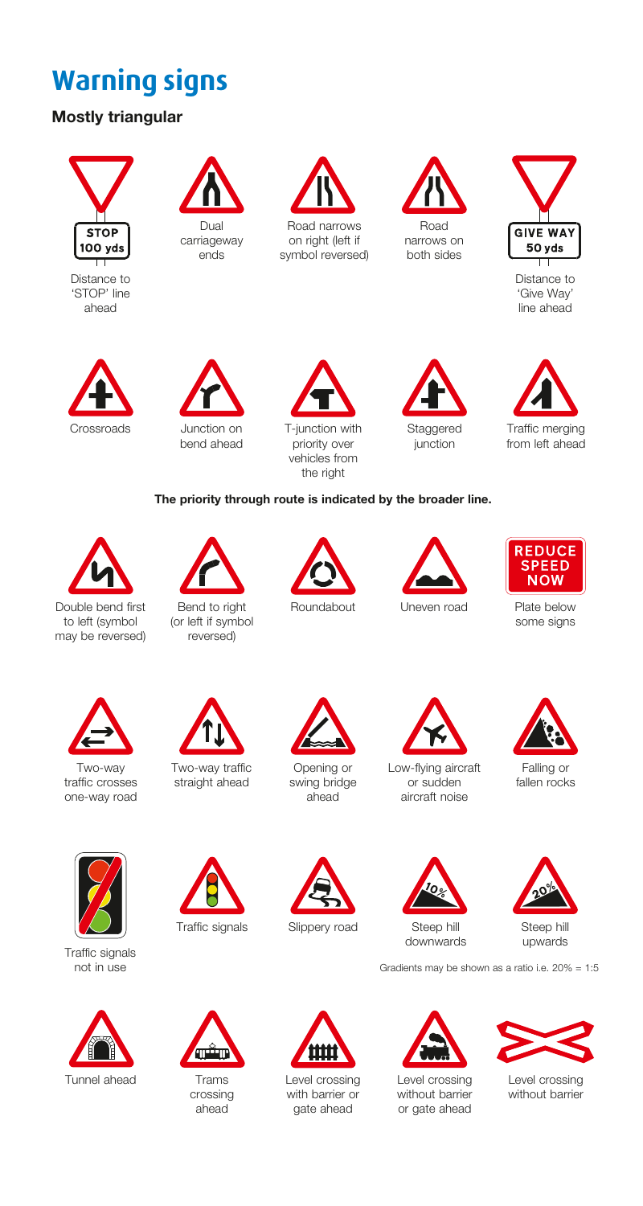# Warning signs

**Mostly triangular**

STOP
100 yds

Distance to 'STOP' line ahead

Dual carriageway ends

Road narrows on right (left if symbol reversed)

Road narrows on both sides

GIVE WAY
50 yds

Distance to 'Give Way' line ahead

Crossroads

Junction on bend ahead

T-junction with priority over vehicles from the right

Staggered junction

Traffic merging from left ahead

**The priority through route is indicated by the broader line.**

Double bend first to left (symbol may be reversed)

Bend to right (or left if symbol reversed)

Roundabout

Uneven road

REDUCE SPEED NOW

Plate below some signs

Two-way traffic crosses one-way road

Two-way traffic straight ahead

Opening or swing bridge ahead

Low-flying aircraft or sudden aircraft noise

Falling or fallen rocks

Traffic signals not in use

Traffic signals

Slippery road

10%

Steep hill downwards

20%

Steep hill upwards

Gradients may be shown as a ratio i.e. 20% = 1:5

Tunnel ahead

Trams crossing ahead

Level crossing with barrier or gate ahead

Level crossing without barrier or gate ahead

Level crossing without barrier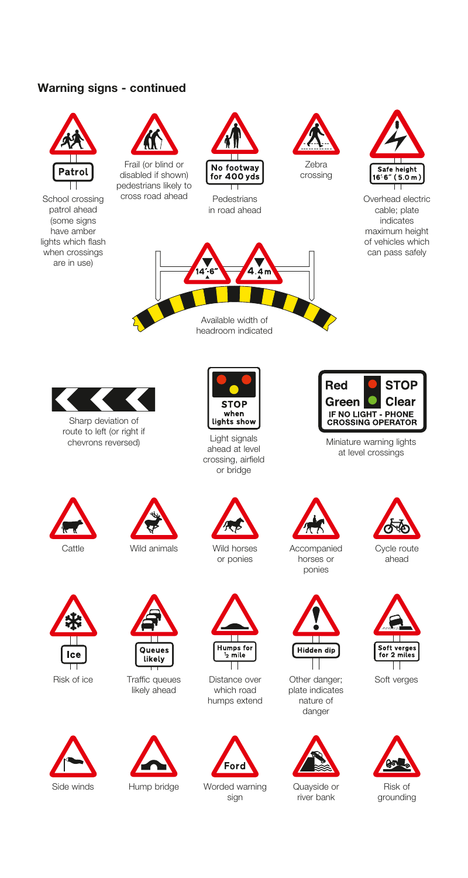## Warning signs - continued

Patrol

School crossing patrol ahead (some signs have amber lights which flash when crossings are in use)

Frail (or blind or disabled if shown) pedestrians likely to cross road ahead

No footway for 400 yds

Pedestrians in road ahead

Zebra crossing

Safe height 16′6″ (5.0 m)

Overhead electric cable; plate indicates maximum height of vehicles which can pass safely

14′-6″ 4.4m

Available width of headroom indicated

Sharp deviation of route to left (or right if chevrons reversed)

STOP when lights show

Light signals ahead at level crossing, airfield or bridge

Red STOP
Green Clear
IF NO LIGHT - PHONE CROSSING OPERATOR

Miniature warning lights at level crossings

Cattle

Wild animals

Wild horses or ponies

Accompanied horses or ponies

Cycle route ahead

Ice

Risk of ice

Queues likely

Traffic queues likely ahead

Humps for ½ mile

Distance over which road humps extend

Hidden dip

Other danger; plate indicates nature of danger

Soft verges for 2 miles

Soft verges

Side winds

Hump bridge

Ford

Worded warning sign

Quayside or river bank

Risk of grounding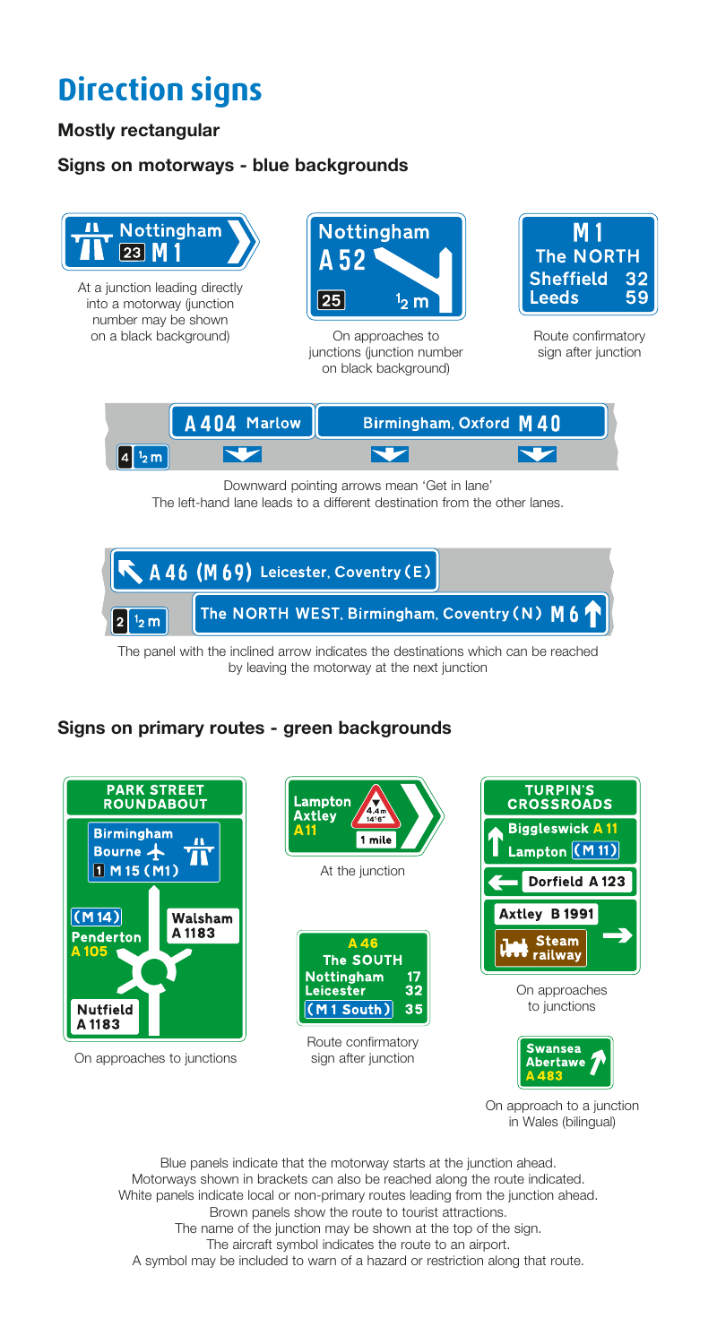# Direction signs

**Mostly rectangular**

**Signs on motorways - blue backgrounds**

Nottingham 23 M 1

At a junction leading directly into a motorway (junction number may be shown on a black background)

Nottingham A 52 25 ½ m

On approaches to junctions (junction number on black background)

M 1 The NORTH Sheffield 32 Leeds 59

Route confirmatory sign after junction

4 ½ m A 404 Marlow Birmingham, Oxford M 40

Downward pointing arrows mean 'Get in lane'
The left-hand lane leads to a different destination from the other lanes.

2 ½ m A 46 (M 69) Leicester, Coventry (E) The NORTH WEST, Birmingham, Coventry (N) M 6

The panel with the inclined arrow indicates the destinations which can be reached by leaving the motorway at the next junction

**Signs on primary routes - green backgrounds**

PARK STREET ROUNDABOUT Birmingham Bourne 1 M 15 (M1) (M 14) Penderton A 105 Walsham A 1183 Nutfield A 1183

On approaches to junctions

Lampton Axtley A11 4.4 m 14'6" 1 mile

At the junction

A 46 The SOUTH Nottingham 17 Leicester 32 (M 1 South) 35

Route confirmatory sign after junction

TURPIN'S CROSSROADS Biggleswick A 11 Lampton (M 11) Dorfield A 123 Axtley B 1991 Steam railway

On approaches to junctions

Swansea Abertawe A 483

On approach to a junction in Wales (bilingual)

Blue panels indicate that the motorway starts at the junction ahead.
Motorways shown in brackets can also be reached along the route indicated.
White panels indicate local or non-primary routes leading from the junction ahead.
Brown panels show the route to tourist attractions.
The name of the junction may be shown at the top of the sign.
The aircraft symbol indicates the route to an airport.
A symbol may be included to warn of a hazard or restriction along that route.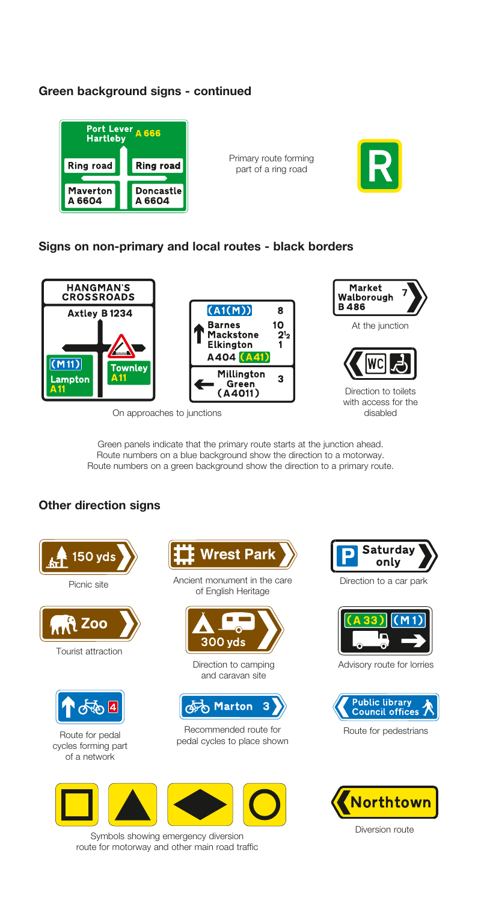## Green background signs - continued

Port Lever
Hartleby A 666

Ring road | Ring road

Maverton
A 6604

Doncastle
A 6604

Primary route forming part of a ring road

R

## Signs on non-primary and local routes - black borders

HANGMAN'S CROSSROADS

Axtley B 1234

(M 11)
Lampton
A 11

Townley
A 11

(A1(M)) 8

Barnes 10
Mackstone $2\frac{1}{2}$
Elkington 1
A404 (A41)

Millington Green (A4011) 3

On approaches to junctions

Market Walborough 7
B 486

At the junction

WC

Direction to toilets with access for the disabled

Green panels indicate that the primary route starts at the junction ahead.
Route numbers on a blue background show the direction to a motorway.
Route numbers on a green background show the direction to a primary route.

## Other direction signs

150 yds

Picnic site

Wrest Park

Ancient monument in the care of English Heritage

P Saturday only

Direction to a car park

Zoo

Tourist attraction

300 yds

Direction to camping and caravan site

(A 33) (M 1)

Advisory route for lorries

4

Route for pedal cycles forming part of a network

Marton 3

Recommended route for pedal cycles to place shown

Public library
Council offices

Route for pedestrians

Symbols showing emergency diversion route for motorway and other main road traffic

Northtown

Diversion route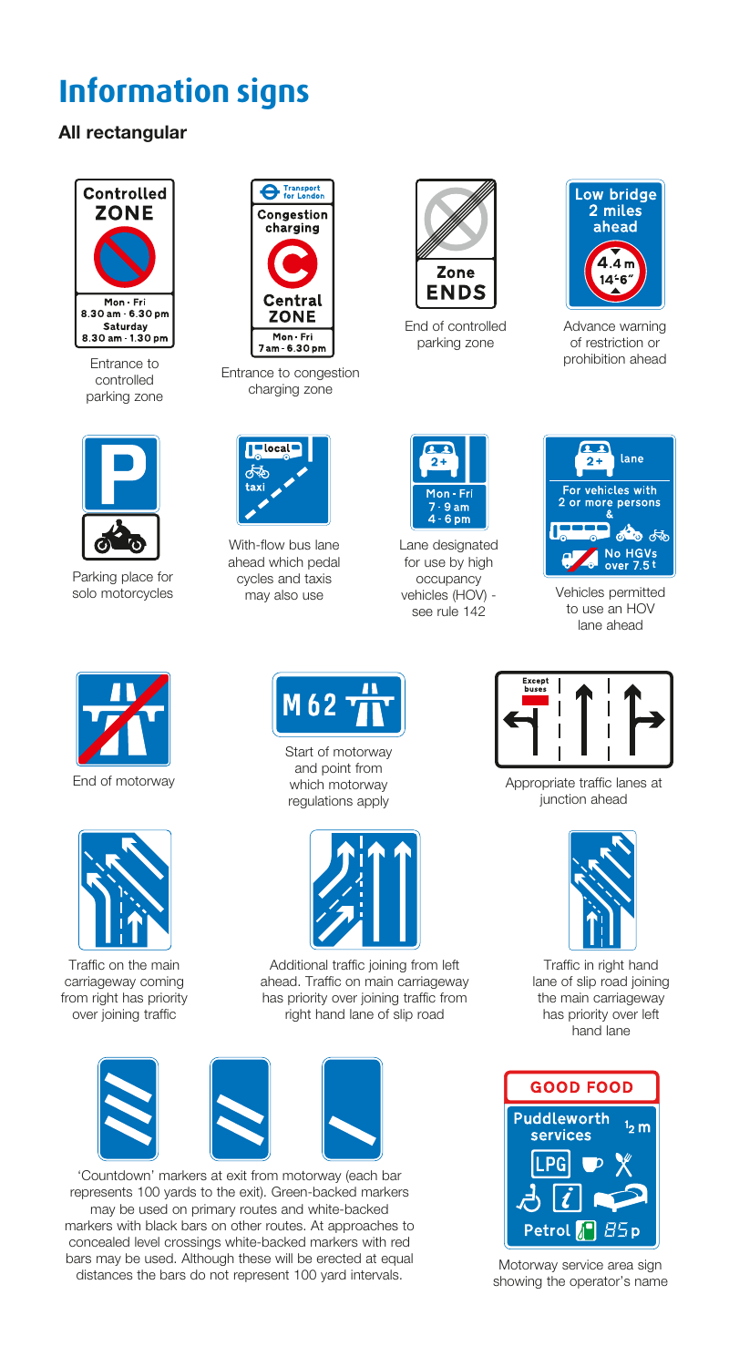# Information signs

### All rectangular

Controlled ZONE
Mon - Fri
8.30 am - 6.30 pm
Saturday
8.30 am - 1.30 pm

Entrance to controlled parking zone

Transport for London
Congestion charging
Central ZONE
Mon - Fri
7 am - 6.30 pm

Entrance to congestion charging zone

Zone ENDS

End of controlled parking zone

Low bridge 2 miles ahead
4.4 m
14'6"

Advance warning of restriction or prohibition ahead

Parking place for solo motorcycles

local
taxi

With-flow bus lane ahead which pedal cycles and taxis may also use

2+
Mon - Fri
7 - 9 am
4 - 6 pm

Lane designated for use by high occupancy vehicles (HOV) - see rule 142

2+ lane
For vehicles with 2 or more persons
&
No HGVs over 7.5 t

Vehicles permitted to use an HOV lane ahead

End of motorway

M 62

Start of motorway and point from which motorway regulations apply

Except buses

Appropriate traffic lanes at junction ahead

Traffic on the main carriageway coming from right has priority over joining traffic

Additional traffic joining from left ahead. Traffic on main carriageway has priority over joining traffic from right hand lane of slip road

Traffic in right hand lane of slip road joining the main carriageway has priority over left hand lane

'Countdown' markers at exit from motorway (each bar represents 100 yards to the exit). Green-backed markers may be used on primary routes and white-backed markers with black bars on other routes. At approaches to concealed level crossings white-backed markers with red bars may be used. Although these will be erected at equal distances the bars do not represent 100 yard intervals.

GOOD FOOD
Puddleworth services ½ m
LPG
Petrol 85p

Motorway service area sign showing the operator's name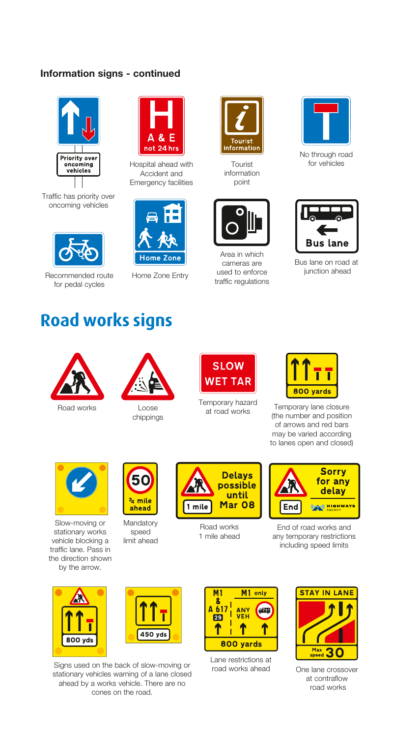### Information signs - continued

Priority over oncoming vehicles

Traffic has priority over oncoming vehicles

H
A & E
not 24 hrs

Hospital ahead with Accident and Emergency facilities

Tourist information

Tourist information point

No through road for vehicles

Recommended route for pedal cycles

Home Zone

Home Zone Entry

Area in which cameras are used to enforce traffic regulations

Bus lane

Bus lane on road at junction ahead

# Road works signs

Road works

Loose chippings

SLOW
WET TAR

Temporary hazard at road works

800 yards

Temporary lane closure (the number and position of arrows and red bars may be varied according to lanes open and closed)

Slow-moving or stationary works vehicle blocking a traffic lane. Pass in the direction shown by the arrow.

50
¾ mile ahead

Mandatory speed limit ahead

Delays possible until Mar 08
1 mile

Road works 1 mile ahead

Sorry for any delay
End
HIGHWAYS AGENCY

End of road works and any temporary restrictions including speed limits

800 yds

450 yds

Signs used on the back of slow-moving or stationary vehicles warning of a lane closed ahead by a works vehicle. There are no cones on the road.

M1 & A 617 29
M1 only
ANY VEH
7.5t
800 yards

Lane restrictions at road works ahead

STAY IN LANE
Max speed 30

One lane crossover at contraflow road works